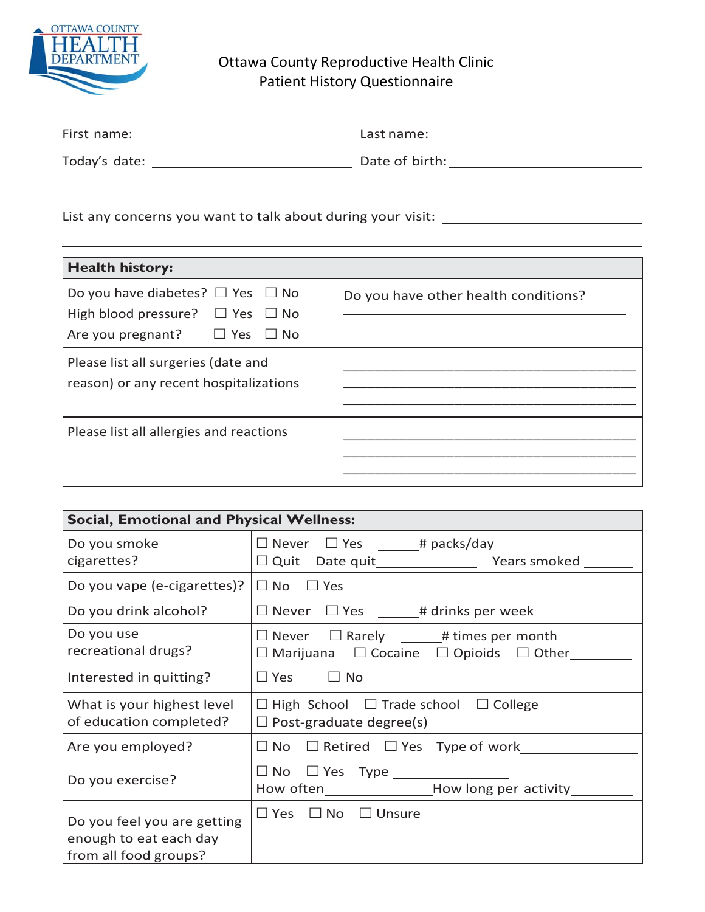OTTAWA COUNTY HEALTH DEPARTMENT

# Ottawa County Reproductive Health Clinic
## Patient History Questionnaire

First name: ______________________ Last name: ______________________

Today's date: ______________________ Date of birth: ______________________

List any concerns you want to talk about during your visit: ______________________

______________________________________________________________________

| **Health history:** | |
|---|---|
| Do you have diabetes? ☐ Yes ☐ No<br>High blood pressure? ☐ Yes ☐ No<br>Are you pregnant? ☐ Yes ☐ No | Do you have other health conditions?<br>______________________<br>______________________ |
| Please list all surgeries (date and reason) or any recent hospitalizations | ______________________<br>______________________<br>______________________ |
| Please list all allergies and reactions | ______________________<br>______________________<br>______________________ |

| **Social, Emotional and Physical Wellness:** | |
|---|---|
| Do you smoke cigarettes? | ☐ Never ☐ Yes ______# packs/day<br>☐ Quit Date quit______________ Years smoked ______ |
| Do you vape (e-cigarettes)? | ☐ No ☐ Yes |
| Do you drink alcohol? | ☐ Never ☐ Yes ______# drinks per week |
| Do you use recreational drugs? | ☐ Never ☐ Rarely ______# times per month<br>☐ Marijuana ☐ Cocaine ☐ Opioids ☐ Other________ |
| Interested in quitting? | ☐ Yes ☐ No |
| What is your highest level of education completed? | ☐ High School ☐ Trade school ☐ College<br>☐ Post-graduate degree(s) |
| Are you employed? | ☐ No ☐ Retired ☐ Yes Type of work______________ |
| Do you exercise? | ☐ No ☐ Yes Type ______________<br>How often______________How long per activity________ |
| Do you feel you are getting enough to eat each day from all food groups? | ☐ Yes ☐ No ☐ Unsure |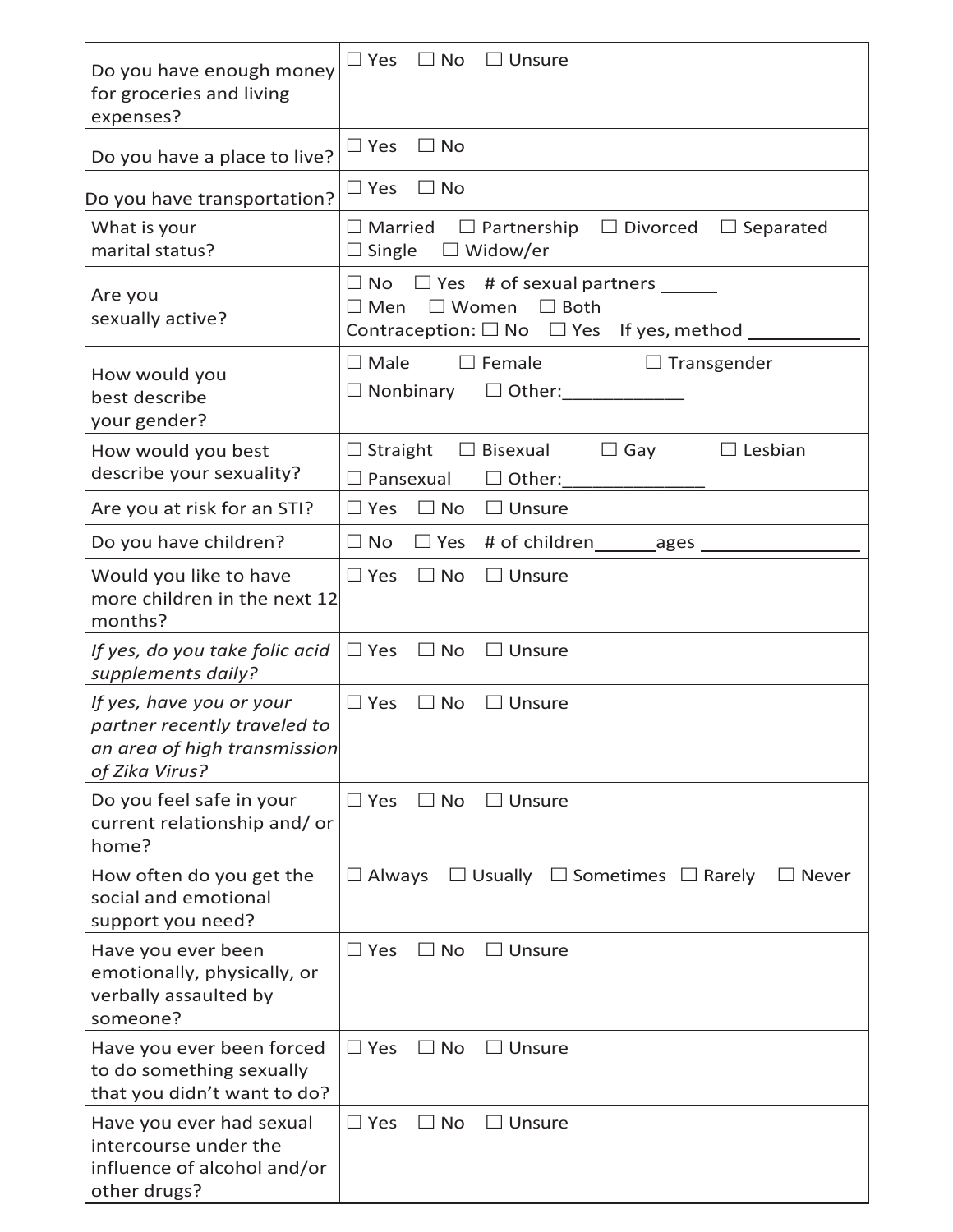| | |
|---|---|
| Do you have enough money for groceries and living expenses? | ☐ Yes ☐ No ☐ Unsure |
| Do you have a place to live? | ☐ Yes ☐ No |
| Do you have transportation? | ☐ Yes ☐ No |
| What is your marital status? | ☐ Married ☐ Partnership ☐ Divorced ☐ Separated ☐ Single ☐ Widow/er |
| Are you sexually active? | ☐ No ☐ Yes # of sexual partners ______ ☐ Men ☐ Women ☐ Both Contraception: ☐ No ☐ Yes If yes, method ___________ |
| How would you best describe your gender? | ☐ Male ☐ Female ☐ Transgender ☐ Nonbinary ☐ Other:____________ |
| How would you best describe your sexuality? | ☐ Straight ☐ Bisexual ☐ Gay ☐ Lesbian ☐ Pansexual ☐ Other:______________ |
| Are you at risk for an STI? | ☐ Yes ☐ No ☐ Unsure |
| Do you have children? | ☐ No ☐ Yes # of children______ages ________________ |
| Would you like to have more children in the next 12 months? | ☐ Yes ☐ No ☐ Unsure |
| *If yes, do you take folic acid supplements daily?* | ☐ Yes ☐ No ☐ Unsure |
| *If yes, have you or your partner recently traveled to an area of high transmission of Zika Virus?* | ☐ Yes ☐ No ☐ Unsure |
| Do you feel safe in your current relationship and/ or home? | ☐ Yes ☐ No ☐ Unsure |
| How often do you get the social and emotional support you need? | ☐ Always ☐ Usually ☐ Sometimes ☐ Rarely ☐ Never |
| Have you ever been emotionally, physically, or verbally assaulted by someone? | ☐ Yes ☐ No ☐ Unsure |
| Have you ever been forced to do something sexually that you didn't want to do? | ☐ Yes ☐ No ☐ Unsure |
| Have you ever had sexual intercourse under the influence of alcohol and/or other drugs? | ☐ Yes ☐ No ☐ Unsure |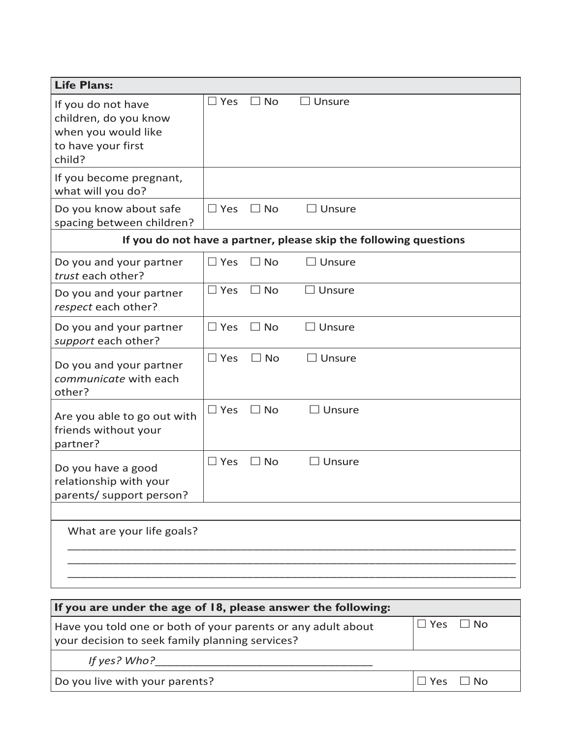| **Life Plans:** | |
|---|---|
| If you do not have children, do you know when you would like to have your first child? | ☐ Yes ☐ No ☐ Unsure |
| If you become pregnant, what will you do? | |
| Do you know about safe spacing between children? | ☐ Yes ☐ No ☐ Unsure |
| **If you do not have a partner, please skip the following questions** | |
| Do you and your partner *trust* each other? | ☐ Yes ☐ No ☐ Unsure |
| Do you and your partner *respect* each other? | ☐ Yes ☐ No ☐ Unsure |
| Do you and your partner *support* each other? | ☐ Yes ☐ No ☐ Unsure |
| Do you and your partner *communicate* with each other? | ☐ Yes ☐ No ☐ Unsure |
| Are you able to go out with friends without your partner? | ☐ Yes ☐ No ☐ Unsure |
| Do you have a good relationship with your parents/ support person? | ☐ Yes ☐ No ☐ Unsure |

What are your life goals?

______________________________________________________________________________

______________________________________________________________________________

______________________________________________________________________________

| **If you are under the age of 18, please answer the following:** | |
|---|---|
| Have you told one or both of your parents or any adult about your decision to seek family planning services? | ☐ Yes ☐ No |
| *If yes? Who?*___________________________________ | |
| Do you live with your parents? | ☐ Yes ☐ No |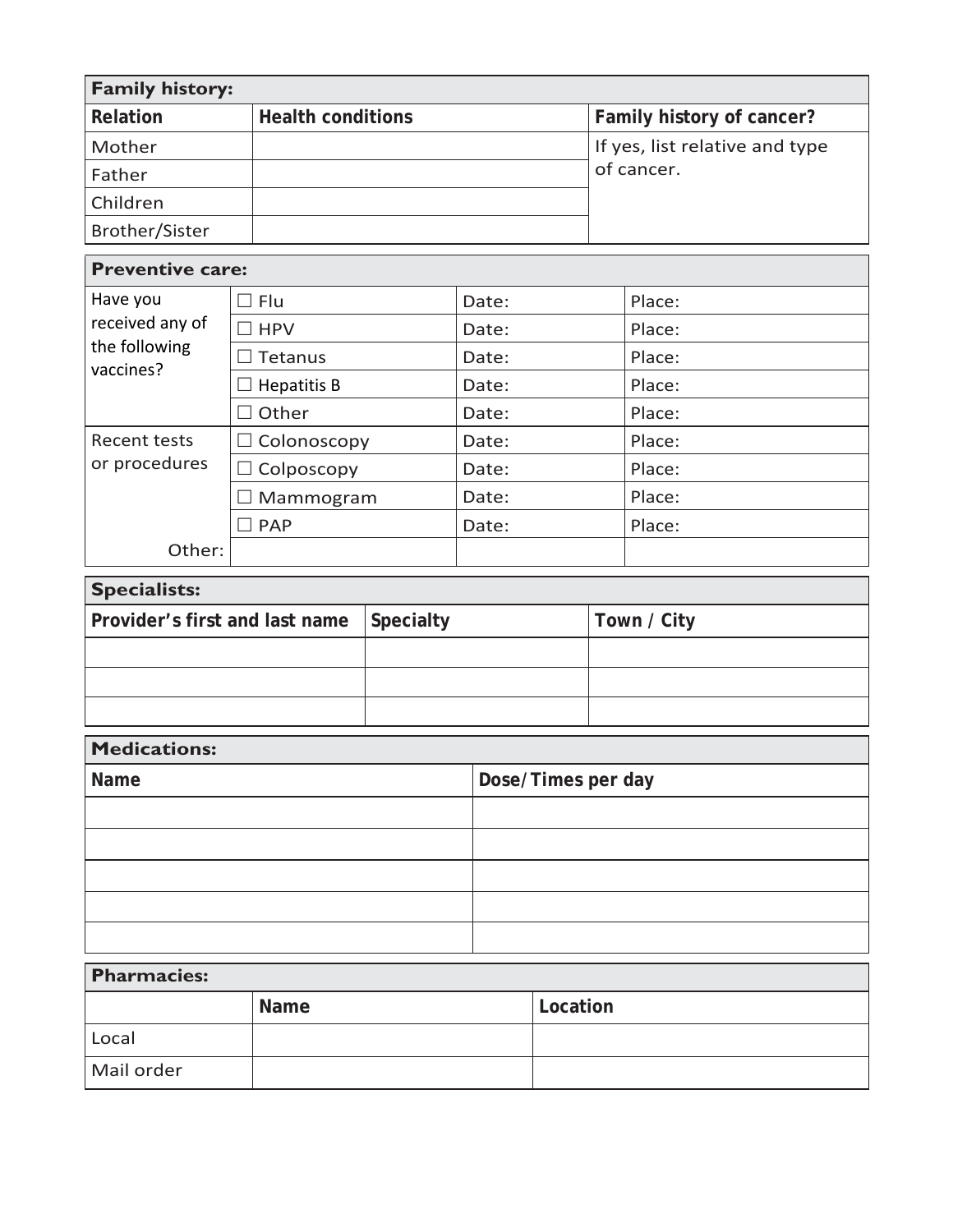| **Family history:** | | |
|---|---|---|
| **Relation** | **Health conditions** | **Family history of cancer?** |
| Mother | | If yes, list relative and type of cancer. |
| Father | | |
| Children | | |
| Brother/Sister | | |

| **Preventive care:** | | | |
|---|---|---|---|
| Have you received any of the following vaccines? | ☐ Flu | Date: | Place: |
| | ☐ HPV | Date: | Place: |
| | ☐ Tetanus | Date: | Place: |
| | ☐ Hepatitis B | Date: | Place: |
| | ☐ Other | Date: | Place: |
| Recent tests or procedures | ☐ Colonoscopy | Date: | Place: |
| | ☐ Colposcopy | Date: | Place: |
| | ☐ Mammogram | Date: | Place: |
| | ☐ PAP | Date: | Place: |
| Other: | | | |

| **Specialists:** | | |
|---|---|---|
| **Provider's first and last name** | **Specialty** | **Town / City** |
| | | |
| | | |
| | | |

| **Medications:** | |
|---|---|
| **Name** | **Dose/Times per day** |
| | |
| | |
| | |
| | |
| | |

| **Pharmacies:** | | |
|---|---|---|
| | **Name** | **Location** |
| Local | | |
| Mail order | | |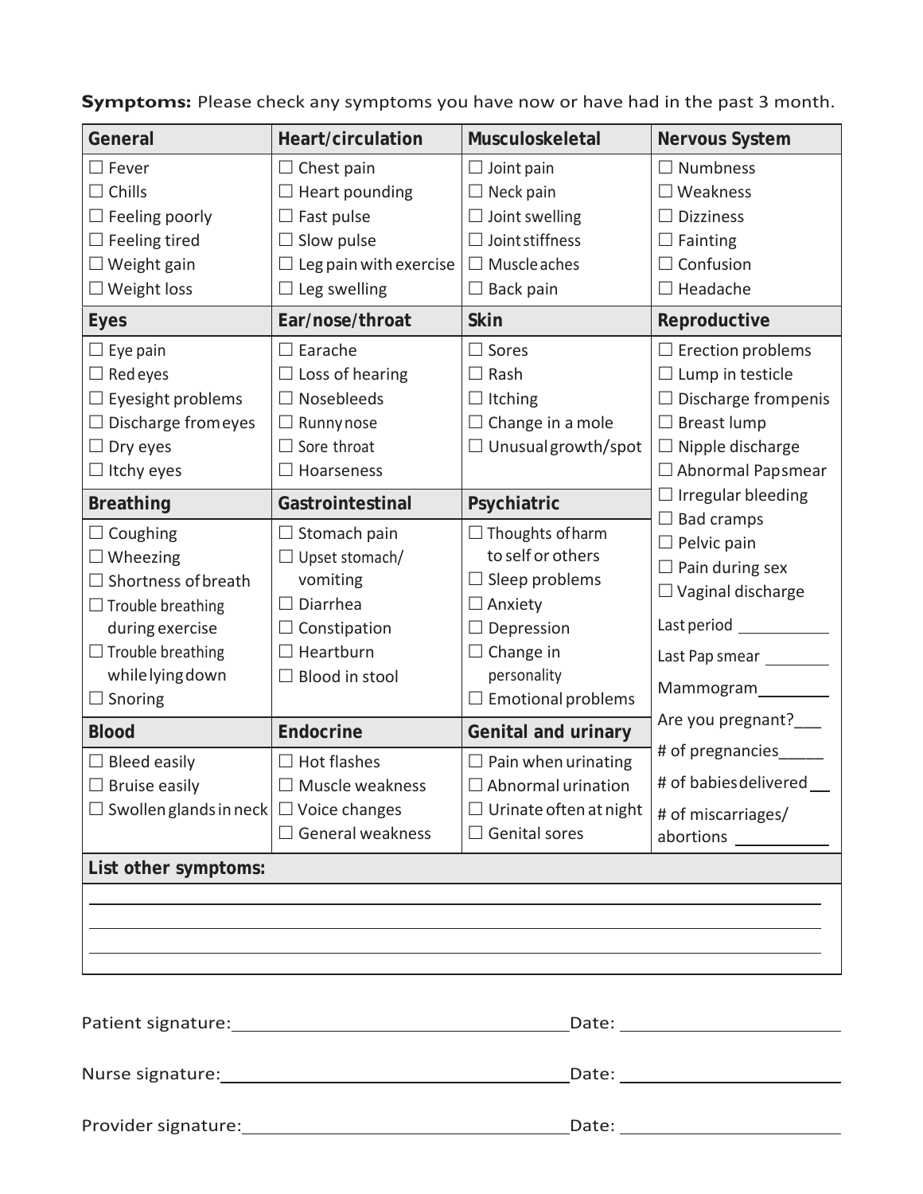**Symptoms:** Please check any symptoms you have now or have had in the past 3 month.

| General | Heart/circulation | Musculoskeletal | Nervous System |
|---|---|---|---|
| ☐ Fever<br>☐ Chills<br>☐ Feeling poorly<br>☐ Feeling tired<br>☐ Weight gain<br>☐ Weight loss | ☐ Chest pain<br>☐ Heart pounding<br>☐ Fast pulse<br>☐ Slow pulse<br>☐ Leg pain with exercise<br>☐ Leg swelling | ☐ Joint pain<br>☐ Neck pain<br>☐ Joint swelling<br>☐ Joint stiffness<br>☐ Muscle aches<br>☐ Back pain | ☐ Numbness<br>☐ Weakness<br>☐ Dizziness<br>☐ Fainting<br>☐ Confusion<br>☐ Headache |
| **Eyes** | **Ear/nose/throat** | **Skin** | **Reproductive** |
| ☐ Eye pain<br>☐ Red eyes<br>☐ Eyesight problems<br>☐ Discharge from eyes<br>☐ Dry eyes<br>☐ Itchy eyes | ☐ Earache<br>☐ Loss of hearing<br>☐ Nosebleeds<br>☐ Runny nose<br>☐ Sore throat<br>☐ Hoarseness | ☐ Sores<br>☐ Rash<br>☐ Itching<br>☐ Change in a mole<br>☐ Unusual growth/spot | ☐ Erection problems<br>☐ Lump in testicle<br>☐ Discharge from penis<br>☐ Breast lump<br>☐ Nipple discharge<br>☐ Abnormal Pap smear<br>☐ Irregular bleeding<br>☐ Bad cramps<br>☐ Pelvic pain<br>☐ Pain during sex<br>☐ Vaginal discharge<br>Last period ___________<br>Last Pap smear ________<br>Mammogram_________<br>Are you pregnant?___<br># of pregnancies_____<br># of babies delivered ___<br># of miscarriages/ abortions ___________ |
| **Breathing** | **Gastrointestinal** | **Psychiatric** | |
| ☐ Coughing<br>☐ Wheezing<br>☐ Shortness of breath<br>☐ Trouble breathing during exercise<br>☐ Trouble breathing while lying down<br>☐ Snoring | ☐ Stomach pain<br>☐ Upset stomach/ vomiting<br>☐ Diarrhea<br>☐ Constipation<br>☐ Heartburn<br>☐ Blood in stool | ☐ Thoughts of harm to self or others<br>☐ Sleep problems<br>☐ Anxiety<br>☐ Depression<br>☐ Change in personality<br>☐ Emotional problems | |
| **Blood** | **Endocrine** | **Genital and urinary** | |
| ☐ Bleed easily<br>☐ Bruise easily<br>☐ Swollen glands in neck | ☐ Hot flashes<br>☐ Muscle weakness<br>☐ Voice changes<br>☐ General weakness | ☐ Pain when urinating<br>☐ Abnormal urination<br>☐ Urinate often at night<br>☐ Genital sores | |

**List other symptoms:**

_______________________________________________

_______________________________________________

_______________________________________________

Patient signature:_______________________________ Date: ________________

Nurse signature:_______________________________ Date: ________________

Provider signature:_______________________________ Date: ________________